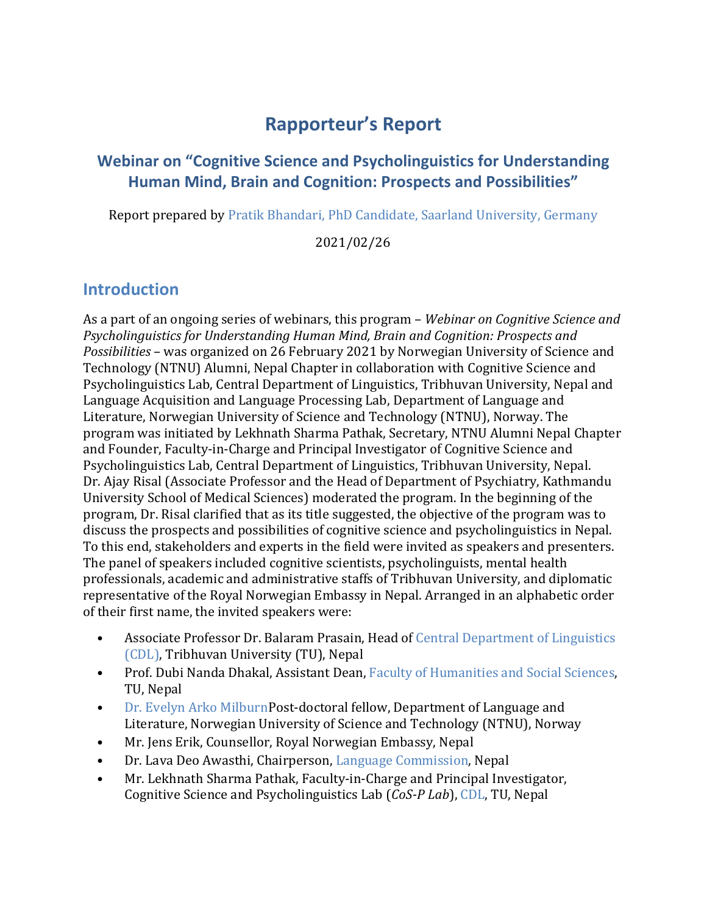# Rapporteur's Report

## Webinar on "Cognitive Science and Psycholinguistics for Understanding Human Mind, Brain and Cognition: Prospects and Possibilities"

Report prepared by Pratik Bhandari, PhD Candidate, Saarland University, Germany

2021/02/26

## Introduction

As a part of an ongoing series of webinars, this program – *Webinar on Cognitive Science and Psycholinguistics for Understanding Human Mind, Brain and Cognition: Prospects and Possibilities* – was organized on 26 February 2021 by Norwegian University of Science and Technology (NTNU) Alumni, Nepal Chapter in collaboration with Cognitive Science and Psycholinguistics Lab, Central Department of Linguistics, Tribhuvan University, Nepal and Language Acquisition and Language Processing Lab, Department of Language and Literature, Norwegian University of Science and Technology (NTNU), Norway. The program was initiated by Lekhnath Sharma Pathak, Secretary, NTNU Alumni Nepal Chapter and Founder, Faculty-in-Charge and Principal Investigator of Cognitive Science and Psycholinguistics Lab, Central Department of Linguistics, Tribhuvan University, Nepal. Dr. Ajay Risal (Associate Professor and the Head of Department of Psychiatry, Kathmandu University School of Medical Sciences) moderated the program. In the beginning of the program, Dr. Risal clarified that as its title suggested, the objective of the program was to discuss the prospects and possibilities of cognitive science and psycholinguistics in Nepal. To this end, stakeholders and experts in the field were invited as speakers and presenters. The panel of speakers included cognitive scientists, psycholinguists, mental health professionals, academic and administrative staffs of Tribhuvan University, and diplomatic representative of the Royal Norwegian Embassy in Nepal. Arranged in an alphabetic order of their first name, the invited speakers were:

- Associate Professor Dr. Balaram Prasain, Head of Central Department of Linguistics (CDL), Tribhuvan University (TU), Nepal
- Prof. Dubi Nanda Dhakal, Assistant Dean, Faculty of Humanities and Social Sciences, TU, Nepal
- Dr. Evelyn Arko MilburnPost-doctoral fellow, Department of Language and Literature, Norwegian University of Science and Technology (NTNU), Norway
- Mr. Jens Erik, Counsellor, Royal Norwegian Embassy, Nepal
- Dr. Lava Deo Awasthi, Chairperson, Language Commission, Nepal
- Mr. Lekhnath Sharma Pathak, Faculty-in-Charge and Principal Investigator, Cognitive Science and Psycholinguistics Lab (*CoS-P Lab*), CDL, TU, Nepal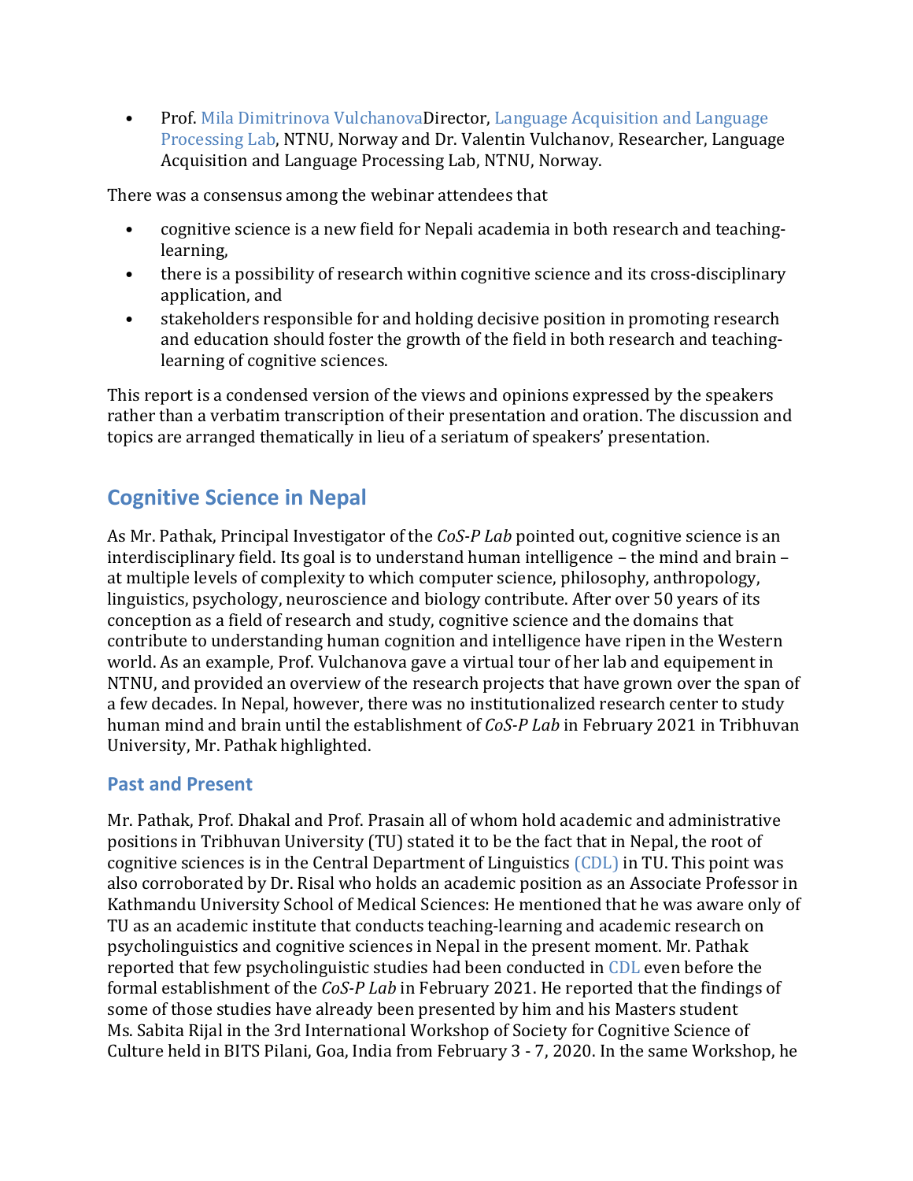- Prof. Mila Dimitrinova VulchanovaDirector, Language Acquisition and Language Processing Lab, NTNU, Norway and Dr. Valentin Vulchanov, Researcher, Language Acquisition and Language Processing Lab, NTNU, Norway.

There was a consensus among the webinar attendees that

- cognitive science is a new field for Nepali academia in both research and teaching-learning,
- there is a possibility of research within cognitive science and its cross-disciplinary application, and
- stakeholders responsible for and holding decisive position in promoting research and education should foster the growth of the field in both research and teaching-learning of cognitive sciences.

This report is a condensed version of the views and opinions expressed by the speakers rather than a verbatim transcription of their presentation and oration. The discussion and topics are arranged thematically in lieu of a seriatum of speakers' presentation.

## Cognitive Science in Nepal

As Mr. Pathak, Principal Investigator of the *CoS-P Lab* pointed out, cognitive science is an interdisciplinary field. Its goal is to understand human intelligence – the mind and brain – at multiple levels of complexity to which computer science, philosophy, anthropology, linguistics, psychology, neuroscience and biology contribute. After over 50 years of its conception as a field of research and study, cognitive science and the domains that contribute to understanding human cognition and intelligence have ripen in the Western world. As an example, Prof. Vulchanova gave a virtual tour of her lab and equipement in NTNU, and provided an overview of the research projects that have grown over the span of a few decades. In Nepal, however, there was no institutionalized research center to study human mind and brain until the establishment of *CoS-P Lab* in February 2021 in Tribhuvan University, Mr. Pathak highlighted.

### Past and Present

Mr. Pathak, Prof. Dhakal and Prof. Prasain all of whom hold academic and administrative positions in Tribhuvan University (TU) stated it to be the fact that in Nepal, the root of cognitive sciences is in the Central Department of Linguistics (CDL) in TU. This point was also corroborated by Dr. Risal who holds an academic position as an Associate Professor in Kathmandu University School of Medical Sciences: He mentioned that he was aware only of TU as an academic institute that conducts teaching-learning and academic research on psycholinguistics and cognitive sciences in Nepal in the present moment. Mr. Pathak reported that few psycholinguistic studies had been conducted in CDL even before the formal establishment of the *CoS-P Lab* in February 2021. He reported that the findings of some of those studies have already been presented by him and his Masters student Ms. Sabita Rijal in the 3rd International Workshop of Society for Cognitive Science of Culture held in BITS Pilani, Goa, India from February 3 - 7, 2020. In the same Workshop, he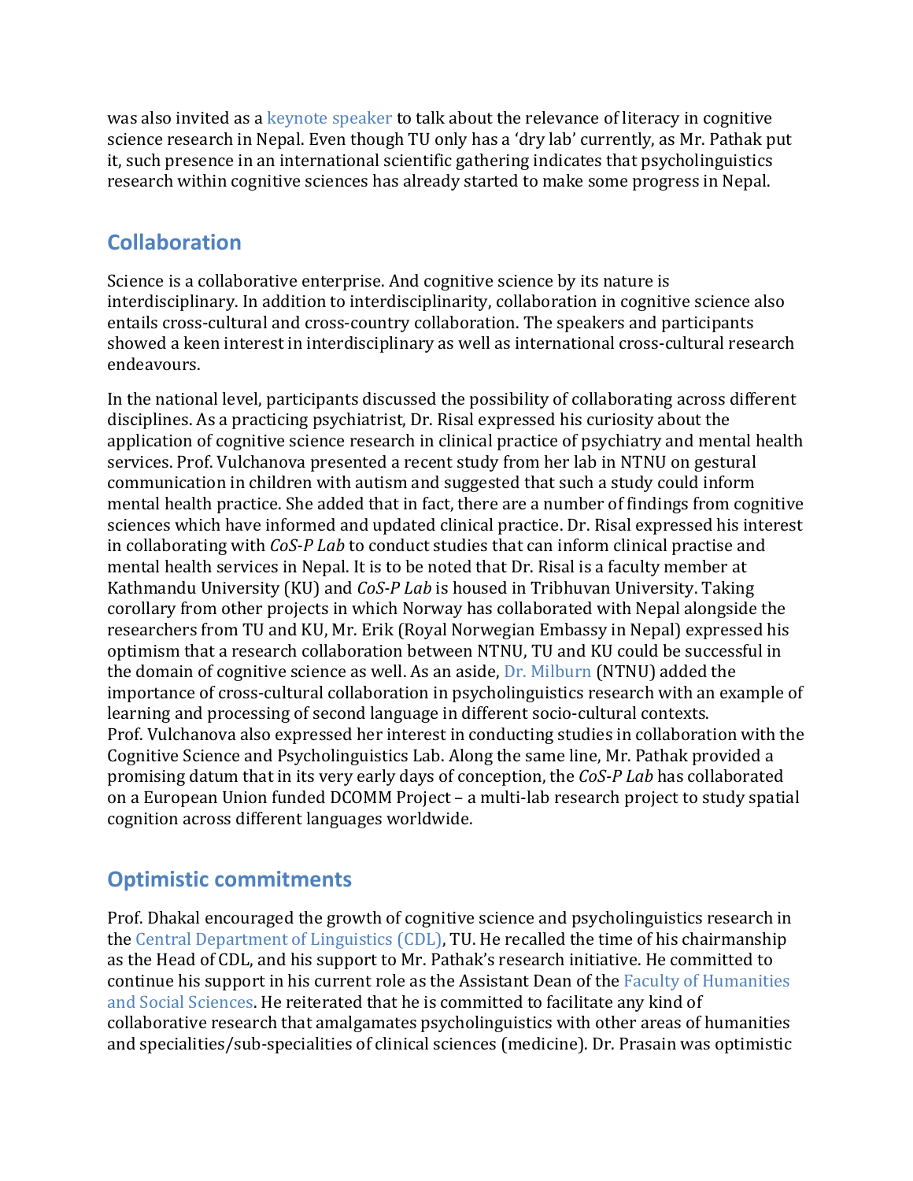was also invited as a keynote speaker to talk about the relevance of literacy in cognitive science research in Nepal. Even though TU only has a 'dry lab' currently, as Mr. Pathak put it, such presence in an international scientific gathering indicates that psycholinguistics research within cognitive sciences has already started to make some progress in Nepal.

## Collaboration

Science is a collaborative enterprise. And cognitive science by its nature is interdisciplinary. In addition to interdisciplinarity, collaboration in cognitive science also entails cross-cultural and cross-country collaboration. The speakers and participants showed a keen interest in interdisciplinary as well as international cross-cultural research endeavours.

In the national level, participants discussed the possibility of collaborating across different disciplines. As a practicing psychiatrist, Dr. Risal expressed his curiosity about the application of cognitive science research in clinical practice of psychiatry and mental health services. Prof. Vulchanova presented a recent study from her lab in NTNU on gestural communication in children with autism and suggested that such a study could inform mental health practice. She added that in fact, there are a number of findings from cognitive sciences which have informed and updated clinical practice. Dr. Risal expressed his interest in collaborating with *CoS-P Lab* to conduct studies that can inform clinical practise and mental health services in Nepal. It is to be noted that Dr. Risal is a faculty member at Kathmandu University (KU) and *CoS-P Lab* is housed in Tribhuvan University. Taking corollary from other projects in which Norway has collaborated with Nepal alongside the researchers from TU and KU, Mr. Erik (Royal Norwegian Embassy in Nepal) expressed his optimism that a research collaboration between NTNU, TU and KU could be successful in the domain of cognitive science as well. As an aside, Dr. Milburn (NTNU) added the importance of cross-cultural collaboration in psycholinguistics research with an example of learning and processing of second language in different socio-cultural contexts. Prof. Vulchanova also expressed her interest in conducting studies in collaboration with the Cognitive Science and Psycholinguistics Lab. Along the same line, Mr. Pathak provided a promising datum that in its very early days of conception, the *CoS-P Lab* has collaborated on a European Union funded DCOMM Project – a multi-lab research project to study spatial cognition across different languages worldwide.

## Optimistic commitments

Prof. Dhakal encouraged the growth of cognitive science and psycholinguistics research in the Central Department of Linguistics (CDL), TU. He recalled the time of his chairmanship as the Head of CDL, and his support to Mr. Pathak's research initiative. He committed to continue his support in his current role as the Assistant Dean of the Faculty of Humanities and Social Sciences. He reiterated that he is committed to facilitate any kind of collaborative research that amalgamates psycholinguistics with other areas of humanities and specialities/sub-specialities of clinical sciences (medicine). Dr. Prasain was optimistic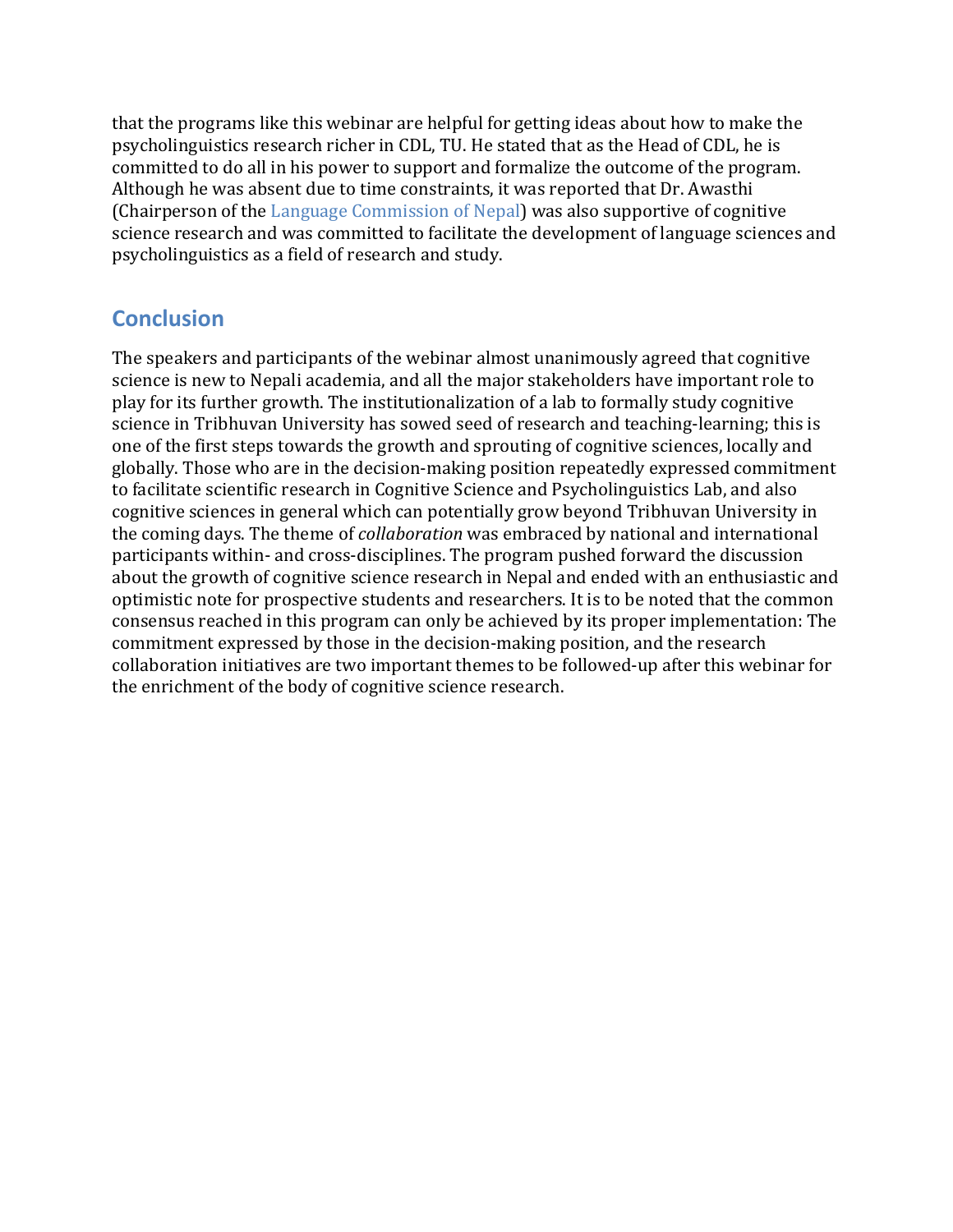that the programs like this webinar are helpful for getting ideas about how to make the psycholinguistics research richer in CDL, TU. He stated that as the Head of CDL, he is committed to do all in his power to support and formalize the outcome of the program. Although he was absent due to time constraints, it was reported that Dr. Awasthi (Chairperson of the Language Commission of Nepal) was also supportive of cognitive science research and was committed to facilitate the development of language sciences and psycholinguistics as a field of research and study.

## Conclusion

The speakers and participants of the webinar almost unanimously agreed that cognitive science is new to Nepali academia, and all the major stakeholders have important role to play for its further growth. The institutionalization of a lab to formally study cognitive science in Tribhuvan University has sowed seed of research and teaching-learning; this is one of the first steps towards the growth and sprouting of cognitive sciences, locally and globally. Those who are in the decision-making position repeatedly expressed commitment to facilitate scientific research in Cognitive Science and Psycholinguistics Lab, and also cognitive sciences in general which can potentially grow beyond Tribhuvan University in the coming days. The theme of *collaboration* was embraced by national and international participants within- and cross-disciplines. The program pushed forward the discussion about the growth of cognitive science research in Nepal and ended with an enthusiastic and optimistic note for prospective students and researchers. It is to be noted that the common consensus reached in this program can only be achieved by its proper implementation: The commitment expressed by those in the decision-making position, and the research collaboration initiatives are two important themes to be followed-up after this webinar for the enrichment of the body of cognitive science research.